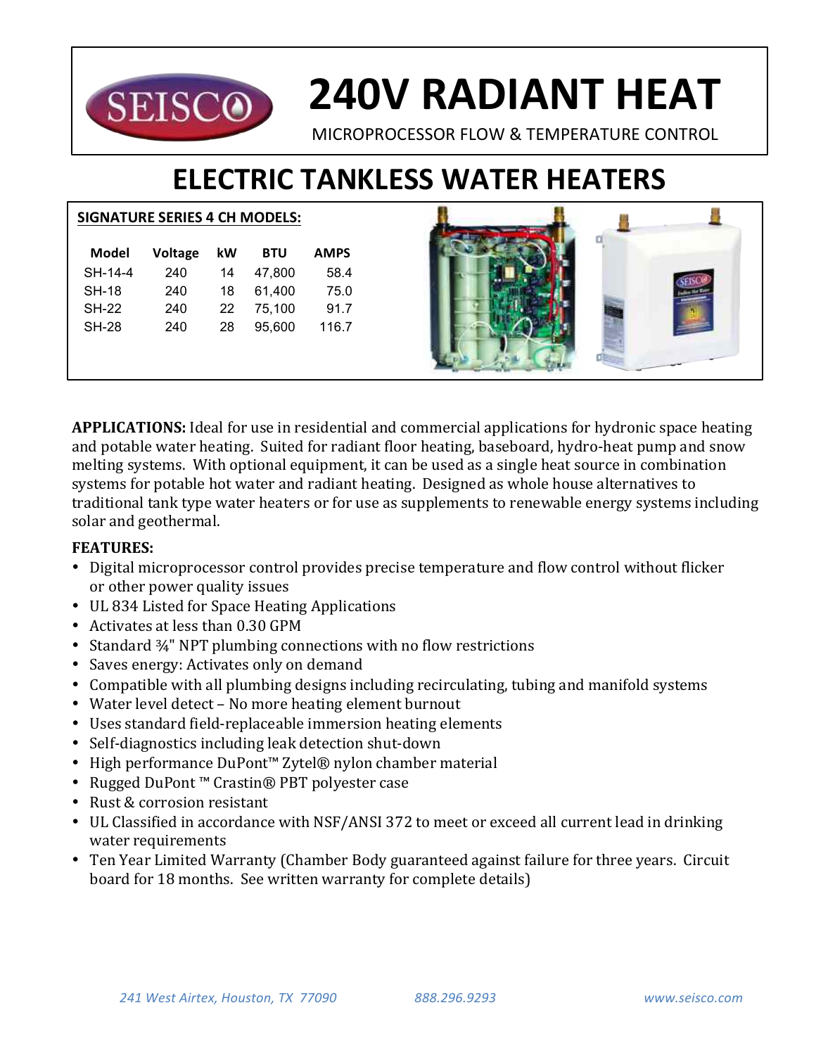# 240V RADIANT HEAT

MICROPROCESSOR FLOW & TEMPERATURE CONTROL

## ELECTRIC TANKLESS WATER HEATERS

**SIGNATURE SERIES 4 CH MODELS:**

| Model | Voltage | kW | BTU | AMPS |
|---|---|---|---|---|
| SH-14-4 | 240 | 14 | 47,800 | 58.4 |
| SH-18 | 240 | 18 | 61,400 | 75.0 |
| SH-22 | 240 | 22 | 75,100 | 91.7 |
| SH-28 | 240 | 28 | 95,600 | 116.7 |

**APPLICATIONS:** Ideal for use in residential and commercial applications for hydronic space heating and potable water heating. Suited for radiant floor heating, baseboard, hydro-heat pump and snow melting systems. With optional equipment, it can be used as a single heat source in combination systems for potable hot water and radiant heating. Designed as whole house alternatives to traditional tank type water heaters or for use as supplements to renewable energy systems including solar and geothermal.

**FEATURES:**

- Digital microprocessor control provides precise temperature and flow control without flicker or other power quality issues
- UL 834 Listed for Space Heating Applications
- Activates at less than 0.30 GPM
- Standard ¾" NPT plumbing connections with no flow restrictions
- Saves energy: Activates only on demand
- Compatible with all plumbing designs including recirculating, tubing and manifold systems
- Water level detect – No more heating element burnout
- Uses standard field-replaceable immersion heating elements
- Self-diagnostics including leak detection shut-down
- High performance DuPont™ Zytel® nylon chamber material
- Rugged DuPont ™ Crastin® PBT polyester case
- Rust & corrosion resistant
- UL Classified in accordance with NSF/ANSI 372 to meet or exceed all current lead in drinking water requirements
- Ten Year Limited Warranty (Chamber Body guaranteed against failure for three years. Circuit board for 18 months. See written warranty for complete details)

*241 West Airtex, Houston, TX 77090* *888.296.9293* *www.seisco.com*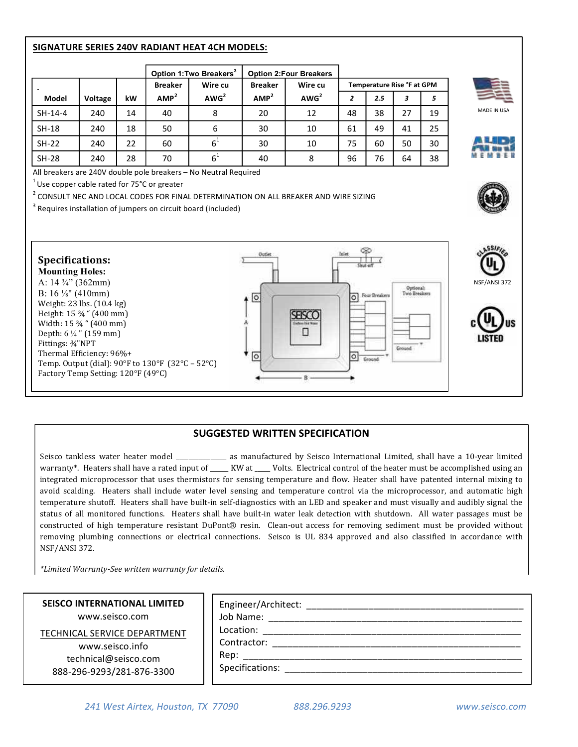## SIGNATURE SERIES 240V RADIANT HEAT 4CH MODELS:

| | | | Option 1:Two Breakers[3] | | Option 2:Four Breakers | | Temperature Rise °F at GPM | | | |
|---|---|---|---|---|---|---|---|---|---|---|
| Model | Voltage | kW | Breaker AMP[2] | Wire cu AWG[2] | Breaker AMP[2] | Wire cu AWG[2] | *2* | *2.5* | *3* | *5* |
| SH-14-4 | 240 | 14 | 40 | 8 | 20 | 12 | 48 | 38 | 27 | 19 |
| SH-18 | 240 | 18 | 50 | 6 | 30 | 10 | 61 | 49 | 41 | 25 |
| SH-22 | 240 | 22 | 60 | 6[1] | 30 | 10 | 75 | 60 | 50 | 30 |
| SH-28 | 240 | 28 | 70 | 6[1] | 40 | 8 | 96 | 76 | 64 | 38 |

All breakers are 240V double pole breakers – No Neutral Required

[1] Use copper cable rated for 75°C or greater

[2] CONSULT NEC AND LOCAL CODES FOR FINAL DETERMINATION ON ALL BREAKER AND WIRE SIZING

[3] Requires installation of jumpers on circuit board (included)

MADE IN USA

NSF/ANSI 372

**Specifications:**
**Mounting Holes:**
A: 14 ¾" (362mm)
B: 16 ⅛" (410mm)
Weight: 23 lbs. (10.4 kg)
Height: 15 ¾ " (400 mm)
Width: 15 ¾ " (400 mm)
Depth: 6 ¼ " (159 mm)
Fittings: ¾"NPT
Thermal Efficiency: 96%+
Temp. Output (dial): 90°F to 130°F (32°C – 52°C)
Factory Temp Setting: 120°F (49°C)

Outlet
Inlet
Shut-off
Four Breakers
Optional: Two Breakers
Ground
Ground
A
B

## SUGGESTED WRITTEN SPECIFICATION

Seisco tankless water heater model ______________ as manufactured by Seisco International Limited, shall have a 10-year limited warranty*. Heaters shall have a rated input of _____ KW at ____ Volts. Electrical control of the heater must be accomplished using an integrated microprocessor that uses thermistors for sensing temperature and flow. Heater shall have patented internal mixing to avoid scalding. Heaters shall include water level sensing and temperature control via the microprocessor, and automatic high temperature shutoff. Heaters shall have built-in self-diagnostics with an LED and speaker and must visually and audibly signal the status of all monitored functions. Heaters shall have built-in water leak detection with shutdown. All water passages must be constructed of high temperature resistant DuPont® resin. Clean-out access for removing sediment must be provided without removing plumbing connections or electrical connections. Seisco is UL 834 approved and also classified in accordance with NSF/ANSI 372.

*\*Limited Warranty-See written warranty for details.*

**SEISCO INTERNATIONAL LIMITED**
www.seisco.com

TECHNICAL SERVICE DEPARTMENT
www.seisco.info
technical@seisco.com
888-296-9293/281-876-3300

Engineer/Architect: ____________________________________________
Job Name: ____________________________________________
Location: ____________________________________________
Contractor: ____________________________________________
Rep: ____________________________________________
Specifications: ____________________________________________

*241 West Airtex, Houston, TX 77090* *888.296.9293* *www.seisco.com*